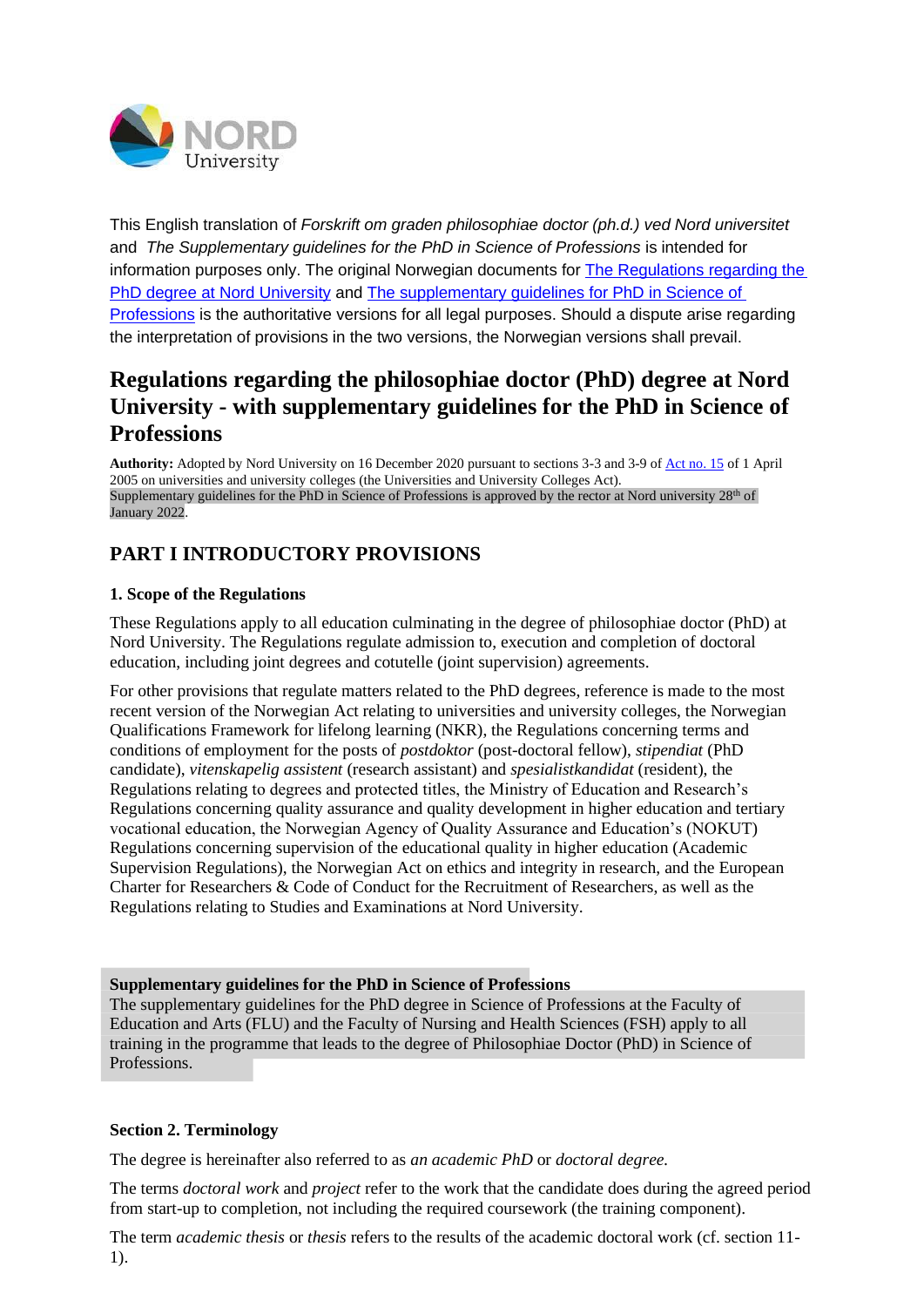This English translation of *Forskrift om graden philosophiae doctor (ph.d.) ved Nord universitet* and *The Supplementary guidelines for the PhD in Science of Professions* is intended for information purposes only. The original Norwegian documents for [The Regulations regarding the PhD degree at Nord University]() and [The supplementary guidelines for PhD in Science of Professions]() is the authoritative versions for all legal purposes. Should a dispute arise regarding the interpretation of provisions in the two versions, the Norwegian versions shall prevail.

# Regulations regarding the philosophiae doctor (PhD) degree at Nord University - with supplementary guidelines for the PhD in Science of Professions

**Authority:** Adopted by Nord University on 16 December 2020 pursuant to sections 3-3 and 3-9 of [Act no. 15]() of 1 April 2005 on universities and university colleges (the Universities and University Colleges Act).
Supplementary guidelines for the PhD in Science of Professions is approved by the rector at Nord university 28th of January 2022.

## PART I INTRODUCTORY PROVISIONS

### 1. Scope of the Regulations

These Regulations apply to all education culminating in the degree of philosophiae doctor (PhD) at Nord University. The Regulations regulate admission to, execution and completion of doctoral education, including joint degrees and cotutelle (joint supervision) agreements.

For other provisions that regulate matters related to the PhD degrees, reference is made to the most recent version of the Norwegian Act relating to universities and university colleges, the Norwegian Qualifications Framework for lifelong learning (NKR), the Regulations concerning terms and conditions of employment for the posts of *postdoktor* (post-doctoral fellow), *stipendiat* (PhD candidate), *vitenskapelig assistent* (research assistant) and *spesialistkandidat* (resident), the Regulations relating to degrees and protected titles, the Ministry of Education and Research's Regulations concerning quality assurance and quality development in higher education and tertiary vocational education, the Norwegian Agency of Quality Assurance and Education's (NOKUT) Regulations concerning supervision of the educational quality in higher education (Academic Supervision Regulations), the Norwegian Act on ethics and integrity in research, and the European Charter for Researchers & Code of Conduct for the Recruitment of Researchers, as well as the Regulations relating to Studies and Examinations at Nord University.

**Supplementary guidelines for the PhD in Science of Professions**
The supplementary guidelines for the PhD degree in Science of Professions at the Faculty of Education and Arts (FLU) and the Faculty of Nursing and Health Sciences (FSH) apply to all training in the programme that leads to the degree of Philosophiae Doctor (PhD) in Science of Professions.

### Section 2. Terminology

The degree is hereinafter also referred to as *an academic PhD* or *doctoral degree.*

The terms *doctoral work* and *project* refer to the work that the candidate does during the agreed period from start-up to completion, not including the required coursework (the training component).

The term *academic thesis* or *thesis* refers to the results of the academic doctoral work (cf. section 11-1).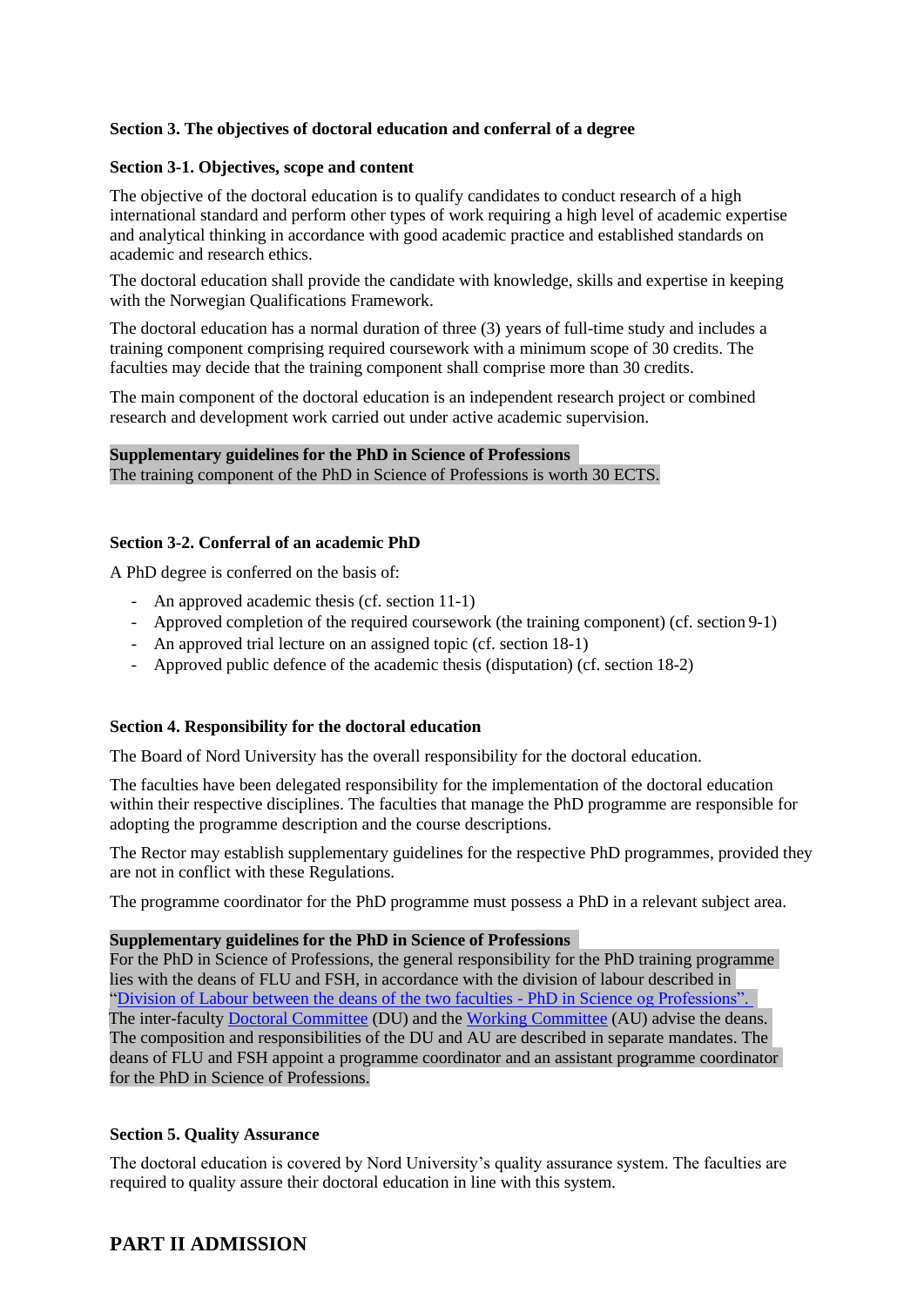### Section 3. The objectives of doctoral education and conferral of a degree

**Section 3-1. Objectives, scope and content**

The objective of the doctoral education is to qualify candidates to conduct research of a high international standard and perform other types of work requiring a high level of academic expertise and analytical thinking in accordance with good academic practice and established standards on academic and research ethics.

The doctoral education shall provide the candidate with knowledge, skills and expertise in keeping with the Norwegian Qualifications Framework.

The doctoral education has a normal duration of three (3) years of full-time study and includes a training component comprising required coursework with a minimum scope of 30 credits. The faculties may decide that the training component shall comprise more than 30 credits.

The main component of the doctoral education is an independent research project or combined research and development work carried out under active academic supervision.

**Supplementary guidelines for the PhD in Science of Professions**
The training component of the PhD in Science of Professions is worth 30 ECTS.

**Section 3-2. Conferral of an academic PhD**

A PhD degree is conferred on the basis of:

- An approved academic thesis (cf. section 11-1)
- Approved completion of the required coursework (the training component) (cf. section 9-1)
- An approved trial lecture on an assigned topic (cf. section 18-1)
- Approved public defence of the academic thesis (disputation) (cf. section 18-2)

### Section 4. Responsibility for the doctoral education

The Board of Nord University has the overall responsibility for the doctoral education.

The faculties have been delegated responsibility for the implementation of the doctoral education within their respective disciplines. The faculties that manage the PhD programme are responsible for adopting the programme description and the course descriptions.

The Rector may establish supplementary guidelines for the respective PhD programmes, provided they are not in conflict with these Regulations.

The programme coordinator for the PhD programme must possess a PhD in a relevant subject area.

**Supplementary guidelines for the PhD in Science of Professions**
For the PhD in Science of Professions, the general responsibility for the PhD training programme lies with the deans of FLU and FSH, in accordance with the division of labour described in "Division of Labour between the deans of the two faculties - PhD in Science og Professions". The inter-faculty Doctoral Committee (DU) and the Working Committee (AU) advise the deans. The composition and responsibilities of the DU and AU are described in separate mandates. The deans of FLU and FSH appoint a programme coordinator and an assistant programme coordinator for the PhD in Science of Professions.

### Section 5. Quality Assurance

The doctoral education is covered by Nord University's quality assurance system. The faculties are required to quality assure their doctoral education in line with this system.

## PART II ADMISSION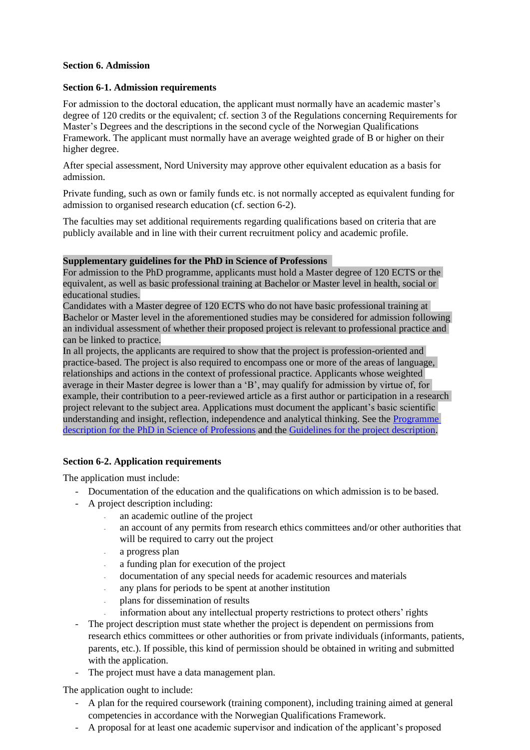## Section 6. Admission

### Section 6-1. Admission requirements

For admission to the doctoral education, the applicant must normally have an academic master's degree of 120 credits or the equivalent; cf. section 3 of the Regulations concerning Requirements for Master's Degrees and the descriptions in the second cycle of the Norwegian Qualifications Framework. The applicant must normally have an average weighted grade of B or higher on their higher degree.

After special assessment, Nord University may approve other equivalent education as a basis for admission.

Private funding, such as own or family funds etc. is not normally accepted as equivalent funding for admission to organised research education (cf. section 6-2).

The faculties may set additional requirements regarding qualifications based on criteria that are publicly available and in line with their current recruitment policy and academic profile.

**Supplementary guidelines for the PhD in Science of Professions**

For admission to the PhD programme, applicants must hold a Master degree of 120 ECTS or the equivalent, as well as basic professional training at Bachelor or Master level in health, social or educational studies.

Candidates with a Master degree of 120 ECTS who do not have basic professional training at Bachelor or Master level in the aforementioned studies may be considered for admission following an individual assessment of whether their proposed project is relevant to professional practice and can be linked to practice.

In all projects, the applicants are required to show that the project is profession-oriented and practice-based. The project is also required to encompass one or more of the areas of language, relationships and actions in the context of professional practice. Applicants whose weighted average in their Master degree is lower than a 'B', may qualify for admission by virtue of, for example, their contribution to a peer-reviewed article as a first author or participation in a research project relevant to the subject area. Applications must document the applicant's basic scientific understanding and insight, reflection, independence and analytical thinking. See the Programme description for the PhD in Science of Professions and the Guidelines for the project description.

### Section 6-2. Application requirements

The application must include:

- Documentation of the education and the qualifications on which admission is to be based.
- A project description including:
  - an academic outline of the project
  - an account of any permits from research ethics committees and/or other authorities that will be required to carry out the project
  - a progress plan
  - a funding plan for execution of the project
  - documentation of any special needs for academic resources and materials
  - any plans for periods to be spent at another institution
  - plans for dissemination of results
  - information about any intellectual property restrictions to protect others' rights
- The project description must state whether the project is dependent on permissions from research ethics committees or other authorities or from private individuals (informants, patients, parents, etc.). If possible, this kind of permission should be obtained in writing and submitted with the application.
- The project must have a data management plan.

The application ought to include:

- A plan for the required coursework (training component), including training aimed at general competencies in accordance with the Norwegian Qualifications Framework.
- A proposal for at least one academic supervisor and indication of the applicant's proposed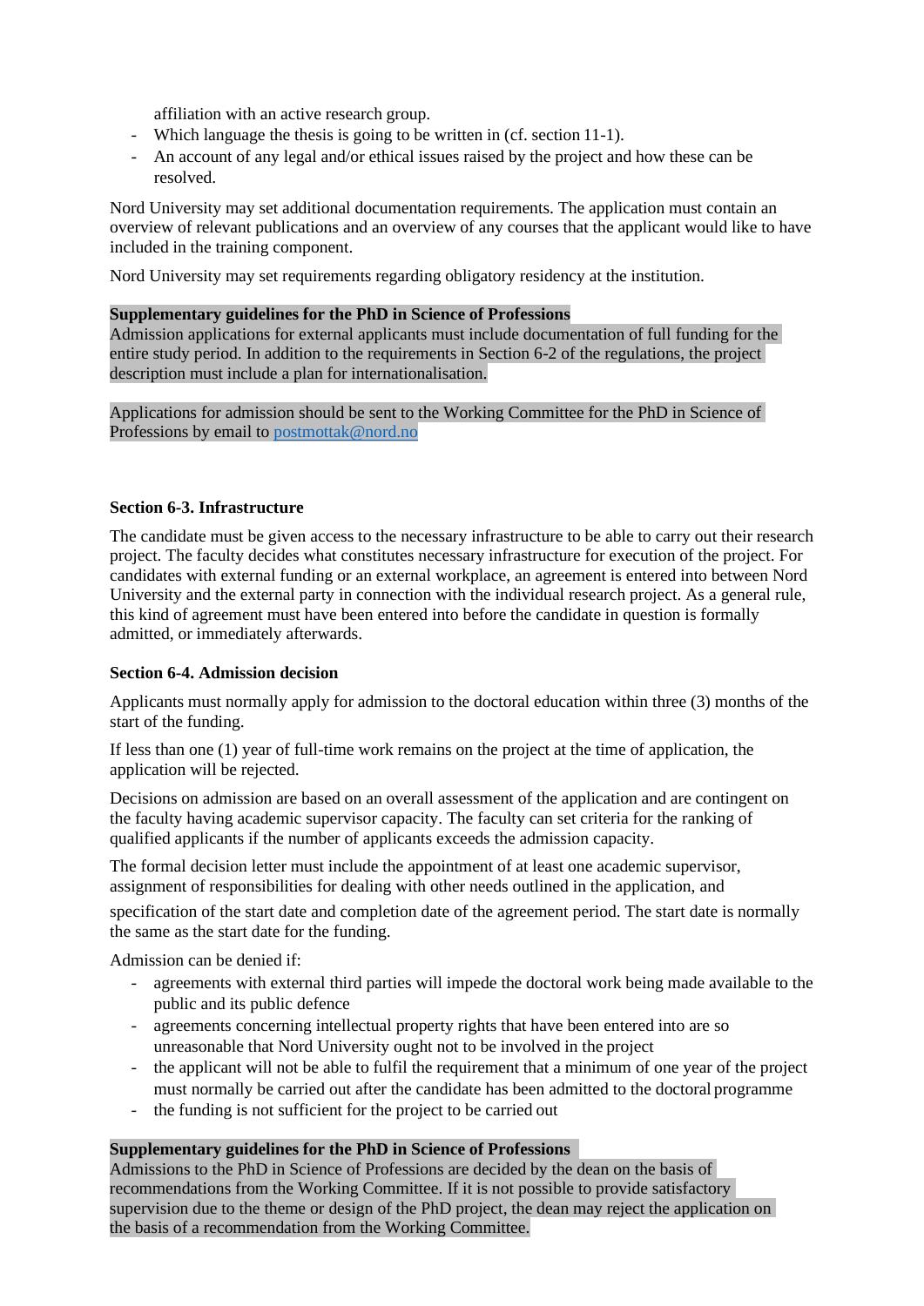affiliation with an active research group.
- Which language the thesis is going to be written in (cf. section 11-1).
- An account of any legal and/or ethical issues raised by the project and how these can be resolved.

Nord University may set additional documentation requirements. The application must contain an overview of relevant publications and an overview of any courses that the applicant would like to have included in the training component.

Nord University may set requirements regarding obligatory residency at the institution.

**Supplementary guidelines for the PhD in Science of Professions**
Admission applications for external applicants must include documentation of full funding for the entire study period. In addition to the requirements in Section 6-2 of the regulations, the project description must include a plan for internationalisation.

Applications for admission should be sent to the Working Committee for the PhD in Science of Professions by email to postmottak@nord.no

### Section 6-3. Infrastructure

The candidate must be given access to the necessary infrastructure to be able to carry out their research project. The faculty decides what constitutes necessary infrastructure for execution of the project. For candidates with external funding or an external workplace, an agreement is entered into between Nord University and the external party in connection with the individual research project. As a general rule, this kind of agreement must have been entered into before the candidate in question is formally admitted, or immediately afterwards.

### Section 6-4. Admission decision

Applicants must normally apply for admission to the doctoral education within three (3) months of the start of the funding.

If less than one (1) year of full-time work remains on the project at the time of application, the application will be rejected.

Decisions on admission are based on an overall assessment of the application and are contingent on the faculty having academic supervisor capacity. The faculty can set criteria for the ranking of qualified applicants if the number of applicants exceeds the admission capacity.

The formal decision letter must include the appointment of at least one academic supervisor, assignment of responsibilities for dealing with other needs outlined in the application, and specification of the start date and completion date of the agreement period. The start date is normally the same as the start date for the funding.

Admission can be denied if:
- agreements with external third parties will impede the doctoral work being made available to the public and its public defence
- agreements concerning intellectual property rights that have been entered into are so unreasonable that Nord University ought not to be involved in the project
- the applicant will not be able to fulfil the requirement that a minimum of one year of the project must normally be carried out after the candidate has been admitted to the doctoral programme
- the funding is not sufficient for the project to be carried out

**Supplementary guidelines for the PhD in Science of Professions**
Admissions to the PhD in Science of Professions are decided by the dean on the basis of recommendations from the Working Committee. If it is not possible to provide satisfactory supervision due to the theme or design of the PhD project, the dean may reject the application on the basis of a recommendation from the Working Committee.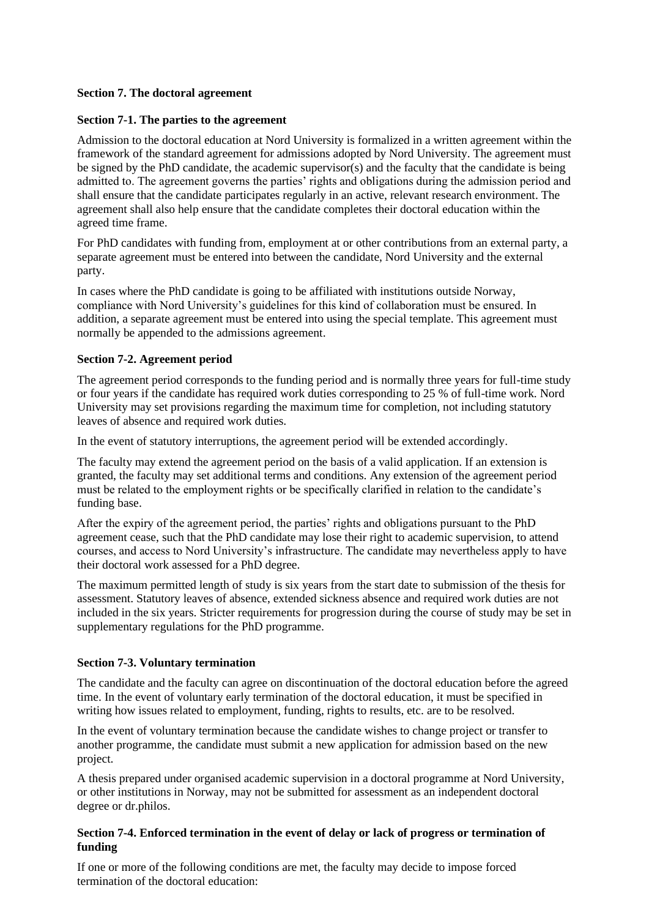**Section 7. The doctoral agreement**

**Section 7-1. The parties to the agreement**

Admission to the doctoral education at Nord University is formalized in a written agreement within the framework of the standard agreement for admissions adopted by Nord University. The agreement must be signed by the PhD candidate, the academic supervisor(s) and the faculty that the candidate is being admitted to. The agreement governs the parties' rights and obligations during the admission period and shall ensure that the candidate participates regularly in an active, relevant research environment. The agreement shall also help ensure that the candidate completes their doctoral education within the agreed time frame.

For PhD candidates with funding from, employment at or other contributions from an external party, a separate agreement must be entered into between the candidate, Nord University and the external party.

In cases where the PhD candidate is going to be affiliated with institutions outside Norway, compliance with Nord University's guidelines for this kind of collaboration must be ensured. In addition, a separate agreement must be entered into using the special template. This agreement must normally be appended to the admissions agreement.

**Section 7-2. Agreement period**

The agreement period corresponds to the funding period and is normally three years for full-time study or four years if the candidate has required work duties corresponding to 25 % of full-time work. Nord University may set provisions regarding the maximum time for completion, not including statutory leaves of absence and required work duties.

In the event of statutory interruptions, the agreement period will be extended accordingly.

The faculty may extend the agreement period on the basis of a valid application. If an extension is granted, the faculty may set additional terms and conditions. Any extension of the agreement period must be related to the employment rights or be specifically clarified in relation to the candidate's funding base.

After the expiry of the agreement period, the parties' rights and obligations pursuant to the PhD agreement cease, such that the PhD candidate may lose their right to academic supervision, to attend courses, and access to Nord University's infrastructure. The candidate may nevertheless apply to have their doctoral work assessed for a PhD degree.

The maximum permitted length of study is six years from the start date to submission of the thesis for assessment. Statutory leaves of absence, extended sickness absence and required work duties are not included in the six years. Stricter requirements for progression during the course of study may be set in supplementary regulations for the PhD programme.

**Section 7-3. Voluntary termination**

The candidate and the faculty can agree on discontinuation of the doctoral education before the agreed time. In the event of voluntary early termination of the doctoral education, it must be specified in writing how issues related to employment, funding, rights to results, etc. are to be resolved.

In the event of voluntary termination because the candidate wishes to change project or transfer to another programme, the candidate must submit a new application for admission based on the new project.

A thesis prepared under organised academic supervision in a doctoral programme at Nord University, or other institutions in Norway, may not be submitted for assessment as an independent doctoral degree or dr.philos.

**Section 7-4. Enforced termination in the event of delay or lack of progress or termination of funding**

If one or more of the following conditions are met, the faculty may decide to impose forced termination of the doctoral education: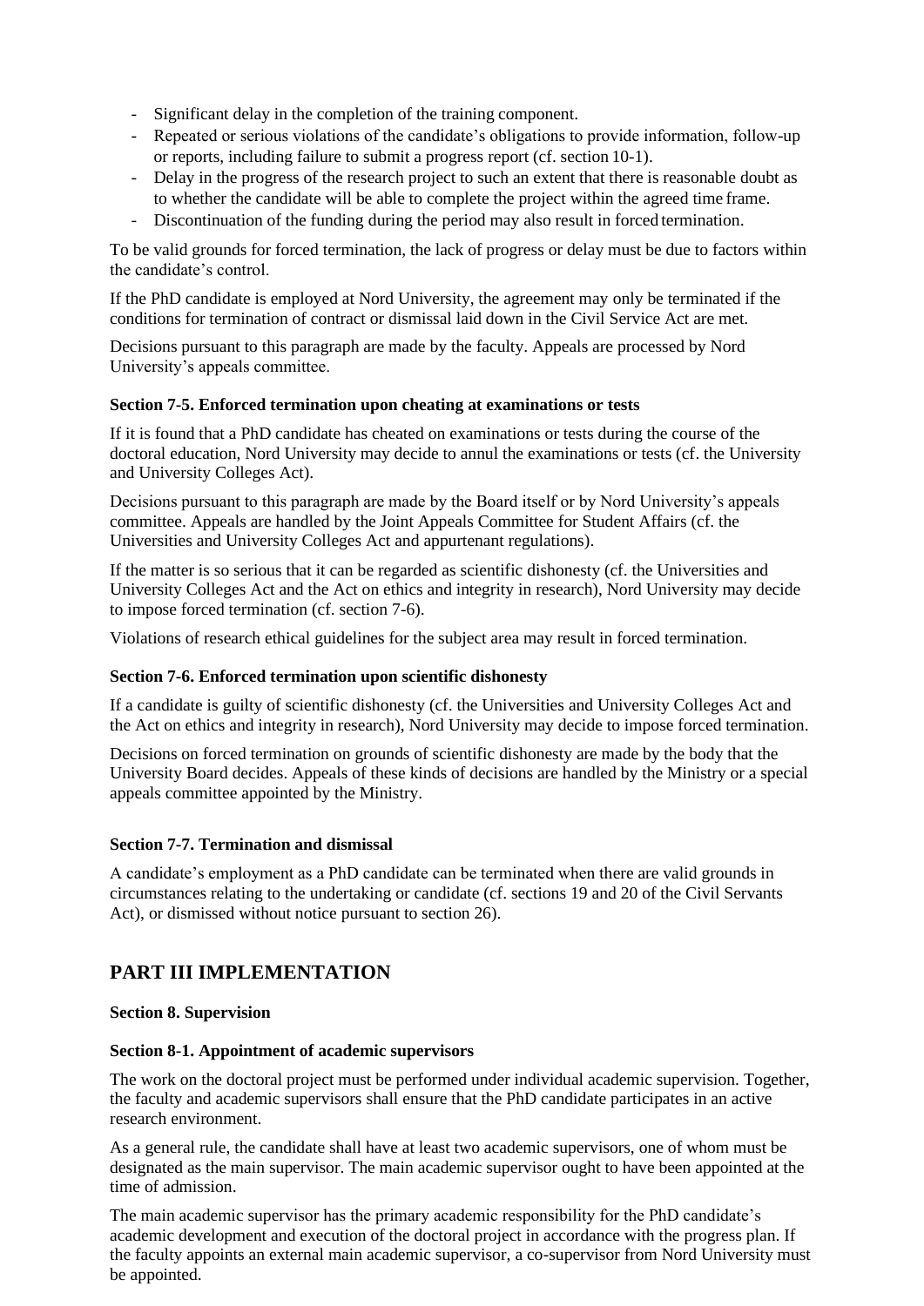- Significant delay in the completion of the training component.
- Repeated or serious violations of the candidate's obligations to provide information, follow-up or reports, including failure to submit a progress report (cf. section 10-1).
- Delay in the progress of the research project to such an extent that there is reasonable doubt as to whether the candidate will be able to complete the project within the agreed time frame.
- Discontinuation of the funding during the period may also result in forced termination.

To be valid grounds for forced termination, the lack of progress or delay must be due to factors within the candidate's control.

If the PhD candidate is employed at Nord University, the agreement may only be terminated if the conditions for termination of contract or dismissal laid down in the Civil Service Act are met.

Decisions pursuant to this paragraph are made by the faculty. Appeals are processed by Nord University's appeals committee.

#### Section 7-5. Enforced termination upon cheating at examinations or tests

If it is found that a PhD candidate has cheated on examinations or tests during the course of the doctoral education, Nord University may decide to annul the examinations or tests (cf. the University and University Colleges Act).

Decisions pursuant to this paragraph are made by the Board itself or by Nord University's appeals committee. Appeals are handled by the Joint Appeals Committee for Student Affairs (cf. the Universities and University Colleges Act and appurtenant regulations).

If the matter is so serious that it can be regarded as scientific dishonesty (cf. the Universities and University Colleges Act and the Act on ethics and integrity in research), Nord University may decide to impose forced termination (cf. section 7-6).

Violations of research ethical guidelines for the subject area may result in forced termination.

#### Section 7-6. Enforced termination upon scientific dishonesty

If a candidate is guilty of scientific dishonesty (cf. the Universities and University Colleges Act and the Act on ethics and integrity in research), Nord University may decide to impose forced termination.

Decisions on forced termination on grounds of scientific dishonesty are made by the body that the University Board decides. Appeals of these kinds of decisions are handled by the Ministry or a special appeals committee appointed by the Ministry.

#### Section 7-7. Termination and dismissal

A candidate's employment as a PhD candidate can be terminated when there are valid grounds in circumstances relating to the undertaking or candidate (cf. sections 19 and 20 of the Civil Servants Act), or dismissed without notice pursuant to section 26).

## PART III IMPLEMENTATION

### Section 8. Supervision

#### Section 8-1. Appointment of academic supervisors

The work on the doctoral project must be performed under individual academic supervision. Together, the faculty and academic supervisors shall ensure that the PhD candidate participates in an active research environment.

As a general rule, the candidate shall have at least two academic supervisors, one of whom must be designated as the main supervisor. The main academic supervisor ought to have been appointed at the time of admission.

The main academic supervisor has the primary academic responsibility for the PhD candidate's academic development and execution of the doctoral project in accordance with the progress plan. If the faculty appoints an external main academic supervisor, a co-supervisor from Nord University must be appointed.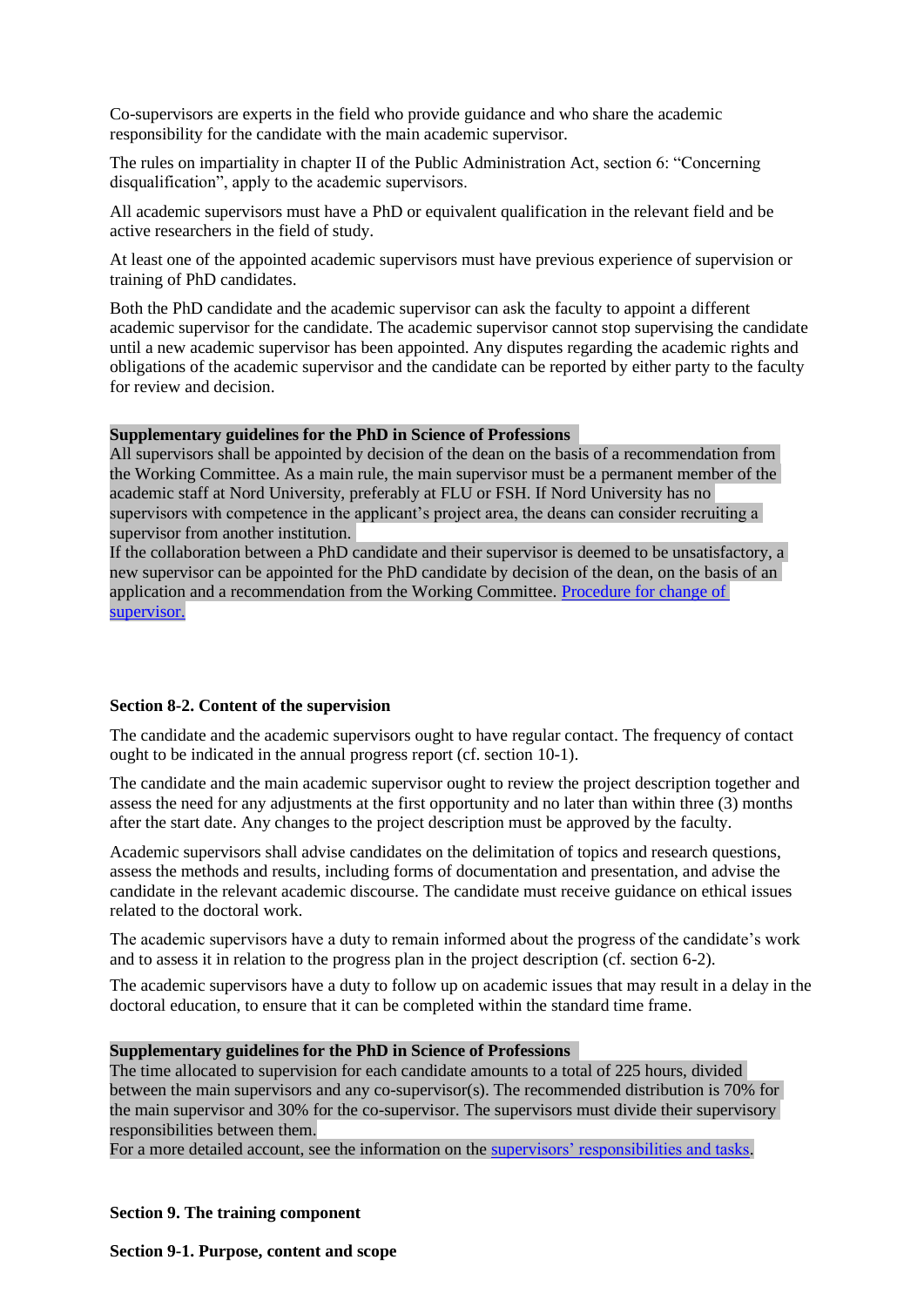Co-supervisors are experts in the field who provide guidance and who share the academic responsibility for the candidate with the main academic supervisor.

The rules on impartiality in chapter II of the Public Administration Act, section 6: "Concerning disqualification", apply to the academic supervisors.

All academic supervisors must have a PhD or equivalent qualification in the relevant field and be active researchers in the field of study.

At least one of the appointed academic supervisors must have previous experience of supervision or training of PhD candidates.

Both the PhD candidate and the academic supervisor can ask the faculty to appoint a different academic supervisor for the candidate. The academic supervisor cannot stop supervising the candidate until a new academic supervisor has been appointed. Any disputes regarding the academic rights and obligations of the academic supervisor and the candidate can be reported by either party to the faculty for review and decision.

**Supplementary guidelines for the PhD in Science of Professions**
All supervisors shall be appointed by decision of the dean on the basis of a recommendation from the Working Committee. As a main rule, the main supervisor must be a permanent member of the academic staff at Nord University, preferably at FLU or FSH. If Nord University has no supervisors with competence in the applicant's project area, the deans can consider recruiting a supervisor from another institution.
If the collaboration between a PhD candidate and their supervisor is deemed to be unsatisfactory, a new supervisor can be appointed for the PhD candidate by decision of the dean, on the basis of an application and a recommendation from the Working Committee. Procedure for change of supervisor.

**Section 8-2. Content of the supervision**

The candidate and the academic supervisors ought to have regular contact. The frequency of contact ought to be indicated in the annual progress report (cf. section 10-1).

The candidate and the main academic supervisor ought to review the project description together and assess the need for any adjustments at the first opportunity and no later than within three (3) months after the start date. Any changes to the project description must be approved by the faculty.

Academic supervisors shall advise candidates on the delimitation of topics and research questions, assess the methods and results, including forms of documentation and presentation, and advise the candidate in the relevant academic discourse. The candidate must receive guidance on ethical issues related to the doctoral work.

The academic supervisors have a duty to remain informed about the progress of the candidate's work and to assess it in relation to the progress plan in the project description (cf. section 6-2).

The academic supervisors have a duty to follow up on academic issues that may result in a delay in the doctoral education, to ensure that it can be completed within the standard time frame.

**Supplementary guidelines for the PhD in Science of Professions**
The time allocated to supervision for each candidate amounts to a total of 225 hours, divided between the main supervisors and any co-supervisor(s). The recommended distribution is 70% for the main supervisor and 30% for the co-supervisor. The supervisors must divide their supervisory responsibilities between them.
For a more detailed account, see the information on the supervisors' responsibilities and tasks.

**Section 9. The training component**

**Section 9-1. Purpose, content and scope**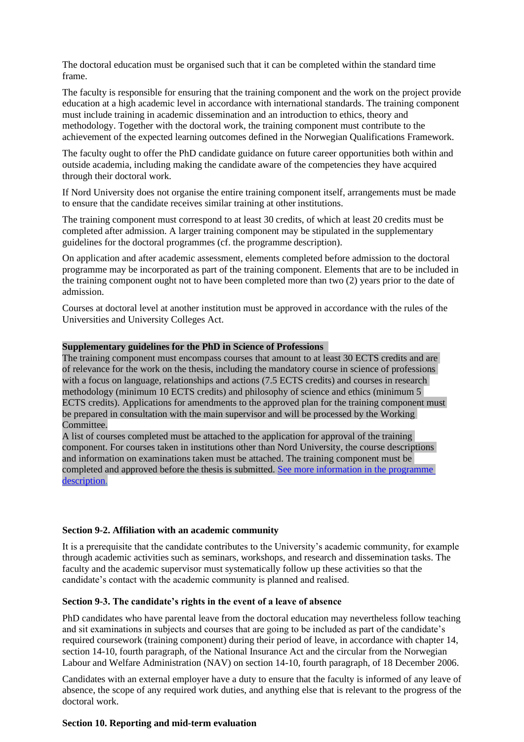The doctoral education must be organised such that it can be completed within the standard time frame.

The faculty is responsible for ensuring that the training component and the work on the project provide education at a high academic level in accordance with international standards. The training component must include training in academic dissemination and an introduction to ethics, theory and methodology. Together with the doctoral work, the training component must contribute to the achievement of the expected learning outcomes defined in the Norwegian Qualifications Framework.

The faculty ought to offer the PhD candidate guidance on future career opportunities both within and outside academia, including making the candidate aware of the competencies they have acquired through their doctoral work.

If Nord University does not organise the entire training component itself, arrangements must be made to ensure that the candidate receives similar training at other institutions.

The training component must correspond to at least 30 credits, of which at least 20 credits must be completed after admission. A larger training component may be stipulated in the supplementary guidelines for the doctoral programmes (cf. the programme description).

On application and after academic assessment, elements completed before admission to the doctoral programme may be incorporated as part of the training component. Elements that are to be included in the training component ought not to have been completed more than two (2) years prior to the date of admission.

Courses at doctoral level at another institution must be approved in accordance with the rules of the Universities and University Colleges Act.

**Supplementary guidelines for the PhD in Science of Professions**
The training component must encompass courses that amount to at least 30 ECTS credits and are of relevance for the work on the thesis, including the mandatory course in science of professions with a focus on language, relationships and actions (7.5 ECTS credits) and courses in research methodology (minimum 10 ECTS credits) and philosophy of science and ethics (minimum 5 ECTS credits). Applications for amendments to the approved plan for the training component must be prepared in consultation with the main supervisor and will be processed by the Working Committee.
A list of courses completed must be attached to the application for approval of the training component. For courses taken in institutions other than Nord University, the course descriptions and information on examinations taken must be attached. The training component must be completed and approved before the thesis is submitted. [See more information in the programme description.]

### Section 9-2. Affiliation with an academic community

It is a prerequisite that the candidate contributes to the University's academic community, for example through academic activities such as seminars, workshops, and research and dissemination tasks. The faculty and the academic supervisor must systematically follow up these activities so that the candidate's contact with the academic community is planned and realised.

### Section 9-3. The candidate's rights in the event of a leave of absence

PhD candidates who have parental leave from the doctoral education may nevertheless follow teaching and sit examinations in subjects and courses that are going to be included as part of the candidate's required coursework (training component) during their period of leave, in accordance with chapter 14, section 14-10, fourth paragraph, of the National Insurance Act and the circular from the Norwegian Labour and Welfare Administration (NAV) on section 14-10, fourth paragraph, of 18 December 2006.

Candidates with an external employer have a duty to ensure that the faculty is informed of any leave of absence, the scope of any required work duties, and anything else that is relevant to the progress of the doctoral work.

### Section 10. Reporting and mid-term evaluation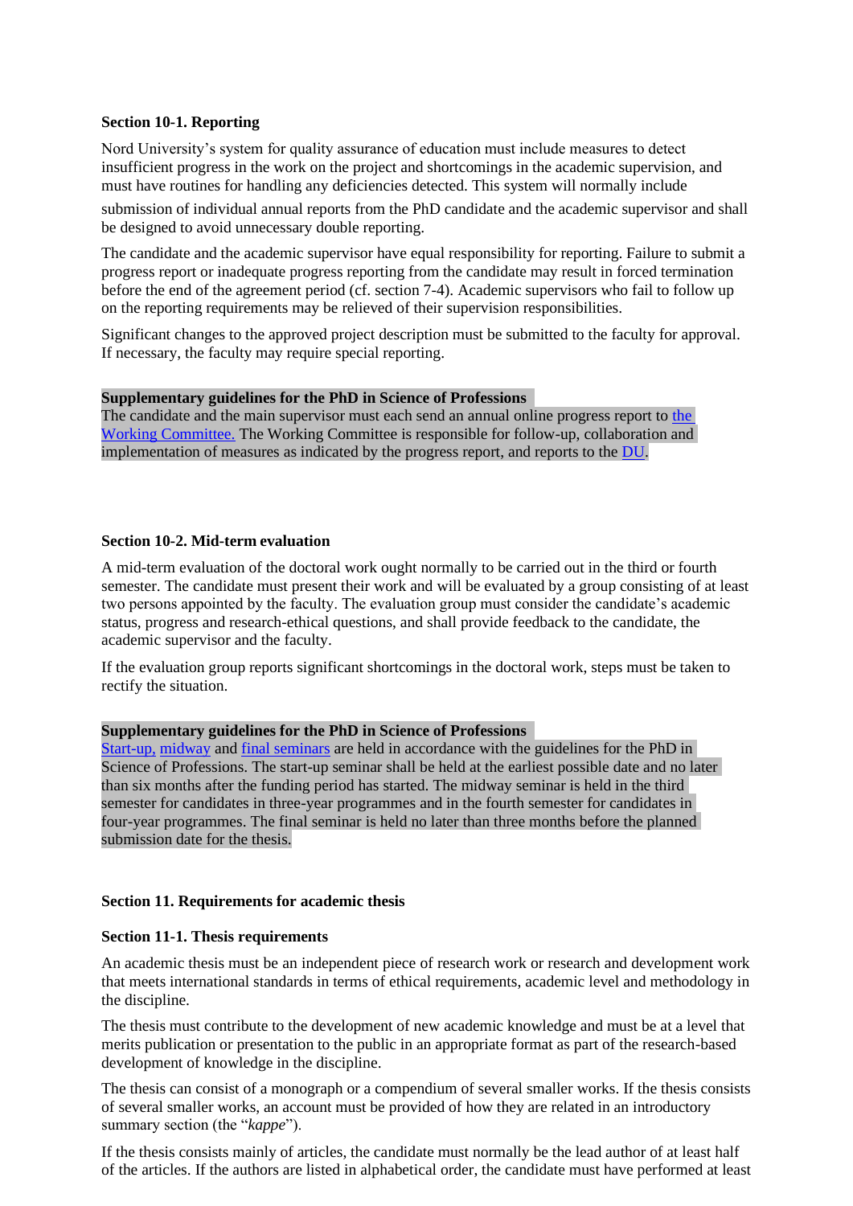**Section 10-1. Reporting**

Nord University's system for quality assurance of education must include measures to detect insufficient progress in the work on the project and shortcomings in the academic supervision, and must have routines for handling any deficiencies detected. This system will normally include submission of individual annual reports from the PhD candidate and the academic supervisor and shall be designed to avoid unnecessary double reporting.

The candidate and the academic supervisor have equal responsibility for reporting. Failure to submit a progress report or inadequate progress reporting from the candidate may result in forced termination before the end of the agreement period (cf. section 7-4). Academic supervisors who fail to follow up on the reporting requirements may be relieved of their supervision responsibilities.

Significant changes to the approved project description must be submitted to the faculty for approval. If necessary, the faculty may require special reporting.

**Supplementary guidelines for the PhD in Science of Professions**
The candidate and the main supervisor must each send an annual online progress report to the Working Committee. The Working Committee is responsible for follow-up, collaboration and implementation of measures as indicated by the progress report, and reports to the DU.

**Section 10-2. Mid-term evaluation**

A mid-term evaluation of the doctoral work ought normally to be carried out in the third or fourth semester. The candidate must present their work and will be evaluated by a group consisting of at least two persons appointed by the faculty. The evaluation group must consider the candidate's academic status, progress and research-ethical questions, and shall provide feedback to the candidate, the academic supervisor and the faculty.

If the evaluation group reports significant shortcomings in the doctoral work, steps must be taken to rectify the situation.

**Supplementary guidelines for the PhD in Science of Professions**
Start-up, midway and final seminars are held in accordance with the guidelines for the PhD in Science of Professions. The start-up seminar shall be held at the earliest possible date and no later than six months after the funding period has started. The midway seminar is held in the third semester for candidates in three-year programmes and in the fourth semester for candidates in four-year programmes. The final seminar is held no later than three months before the planned submission date for the thesis.

**Section 11. Requirements for academic thesis**

**Section 11-1. Thesis requirements**

An academic thesis must be an independent piece of research work or research and development work that meets international standards in terms of ethical requirements, academic level and methodology in the discipline.

The thesis must contribute to the development of new academic knowledge and must be at a level that merits publication or presentation to the public in an appropriate format as part of the research-based development of knowledge in the discipline.

The thesis can consist of a monograph or a compendium of several smaller works. If the thesis consists of several smaller works, an account must be provided of how they are related in an introductory summary section (the "*kappe*").

If the thesis consists mainly of articles, the candidate must normally be the lead author of at least half of the articles. If the authors are listed in alphabetical order, the candidate must have performed at least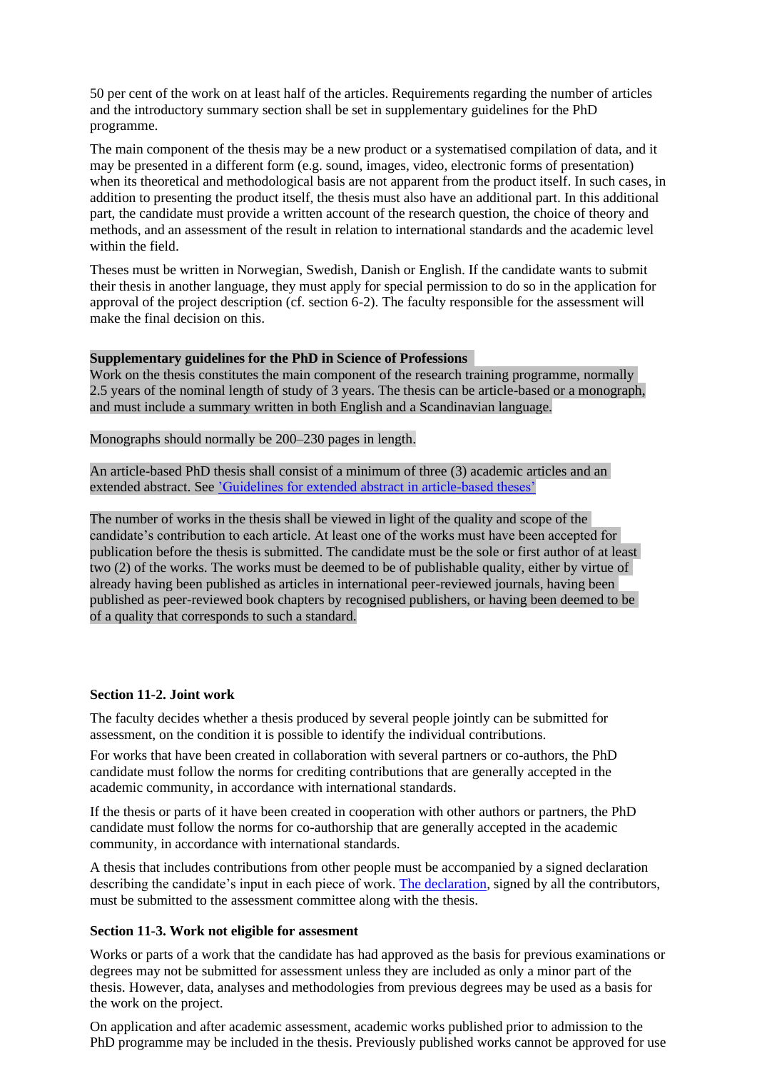50 per cent of the work on at least half of the articles. Requirements regarding the number of articles and the introductory summary section shall be set in supplementary guidelines for the PhD programme.

The main component of the thesis may be a new product or a systematised compilation of data, and it may be presented in a different form (e.g. sound, images, video, electronic forms of presentation) when its theoretical and methodological basis are not apparent from the product itself. In such cases, in addition to presenting the product itself, the thesis must also have an additional part. In this additional part, the candidate must provide a written account of the research question, the choice of theory and methods, and an assessment of the result in relation to international standards and the academic level within the field.

Theses must be written in Norwegian, Swedish, Danish or English. If the candidate wants to submit their thesis in another language, they must apply for special permission to do so in the application for approval of the project description (cf. section 6-2). The faculty responsible for the assessment will make the final decision on this.

**Supplementary guidelines for the PhD in Science of Professions**
Work on the thesis constitutes the main component of the research training programme, normally 2.5 years of the nominal length of study of 3 years. The thesis can be article-based or a monograph, and must include a summary written in both English and a Scandinavian language.

Monographs should normally be 200–230 pages in length.

An article-based PhD thesis shall consist of a minimum of three (3) academic articles and an extended abstract. See ’Guidelines for extended abstract in article-based theses’

The number of works in the thesis shall be viewed in light of the quality and scope of the candidate’s contribution to each article. At least one of the works must have been accepted for publication before the thesis is submitted. The candidate must be the sole or first author of at least two (2) of the works. The works must be deemed to be of publishable quality, either by virtue of already having been published as articles in international peer-reviewed journals, having been published as peer-reviewed book chapters by recognised publishers, or having been deemed to be of a quality that corresponds to such a standard.

### Section 11-2. Joint work

The faculty decides whether a thesis produced by several people jointly can be submitted for assessment, on the condition it is possible to identify the individual contributions.

For works that have been created in collaboration with several partners or co-authors, the PhD candidate must follow the norms for crediting contributions that are generally accepted in the academic community, in accordance with international standards.

If the thesis or parts of it have been created in cooperation with other authors or partners, the PhD candidate must follow the norms for co-authorship that are generally accepted in the academic community, in accordance with international standards.

A thesis that includes contributions from other people must be accompanied by a signed declaration describing the candidate’s input in each piece of work. The declaration, signed by all the contributors, must be submitted to the assessment committee along with the thesis.

### Section 11-3. Work not eligible for assesment

Works or parts of a work that the candidate has had approved as the basis for previous examinations or degrees may not be submitted for assessment unless they are included as only a minor part of the thesis. However, data, analyses and methodologies from previous degrees may be used as a basis for the work on the project.

On application and after academic assessment, academic works published prior to admission to the PhD programme may be included in the thesis. Previously published works cannot be approved for use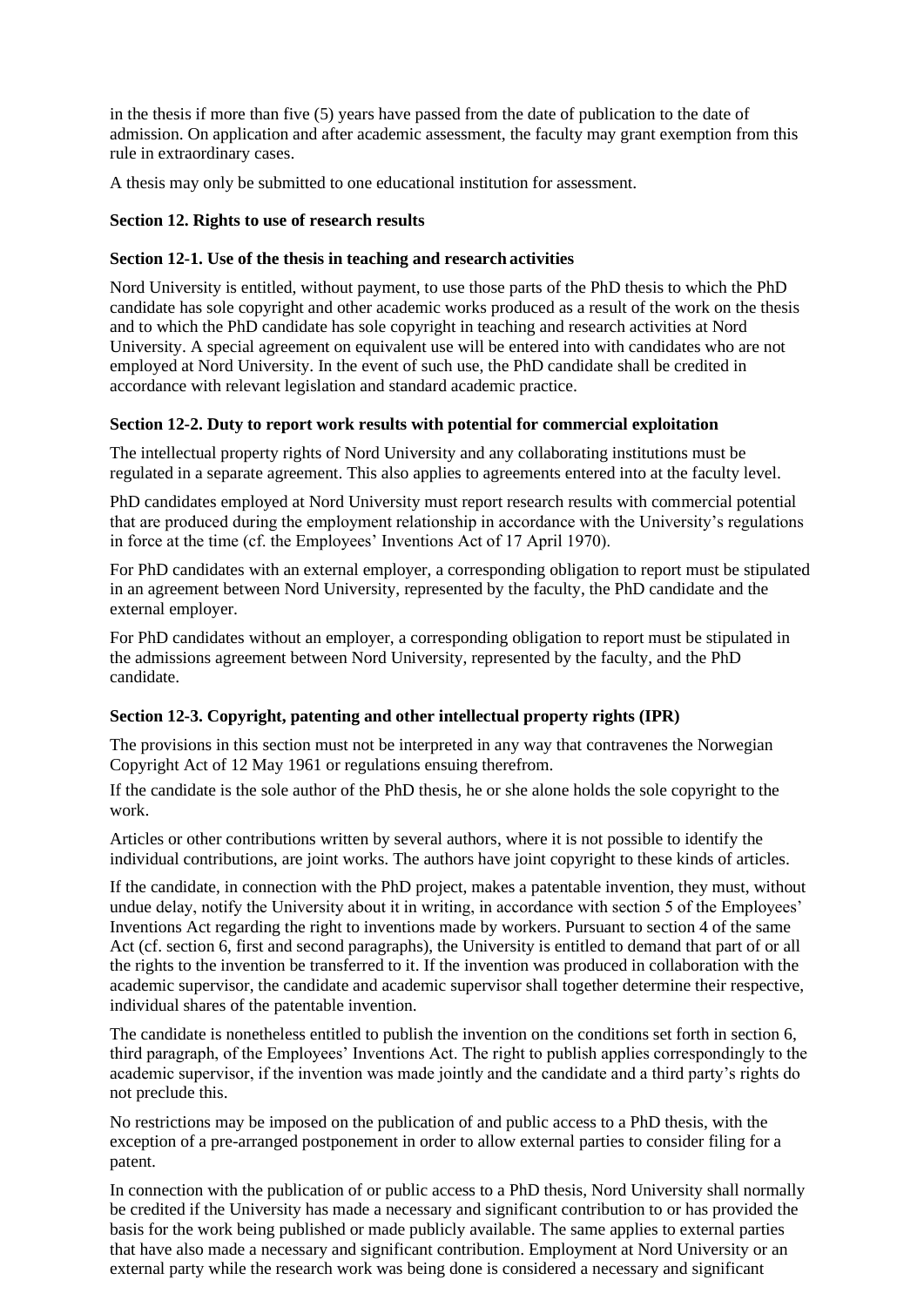in the thesis if more than five (5) years have passed from the date of publication to the date of admission. On application and after academic assessment, the faculty may grant exemption from this rule in extraordinary cases.

A thesis may only be submitted to one educational institution for assessment.

## Section 12. Rights to use of research results

### Section 12-1. Use of the thesis in teaching and research activities

Nord University is entitled, without payment, to use those parts of the PhD thesis to which the PhD candidate has sole copyright and other academic works produced as a result of the work on the thesis and to which the PhD candidate has sole copyright in teaching and research activities at Nord University. A special agreement on equivalent use will be entered into with candidates who are not employed at Nord University. In the event of such use, the PhD candidate shall be credited in accordance with relevant legislation and standard academic practice.

### Section 12-2. Duty to report work results with potential for commercial exploitation

The intellectual property rights of Nord University and any collaborating institutions must be regulated in a separate agreement. This also applies to agreements entered into at the faculty level.

PhD candidates employed at Nord University must report research results with commercial potential that are produced during the employment relationship in accordance with the University's regulations in force at the time (cf. the Employees' Inventions Act of 17 April 1970).

For PhD candidates with an external employer, a corresponding obligation to report must be stipulated in an agreement between Nord University, represented by the faculty, the PhD candidate and the external employer.

For PhD candidates without an employer, a corresponding obligation to report must be stipulated in the admissions agreement between Nord University, represented by the faculty, and the PhD candidate.

### Section 12-3. Copyright, patenting and other intellectual property rights (IPR)

The provisions in this section must not be interpreted in any way that contravenes the Norwegian Copyright Act of 12 May 1961 or regulations ensuing therefrom.

If the candidate is the sole author of the PhD thesis, he or she alone holds the sole copyright to the work.

Articles or other contributions written by several authors, where it is not possible to identify the individual contributions, are joint works. The authors have joint copyright to these kinds of articles.

If the candidate, in connection with the PhD project, makes a patentable invention, they must, without undue delay, notify the University about it in writing, in accordance with section 5 of the Employees' Inventions Act regarding the right to inventions made by workers. Pursuant to section 4 of the same Act (cf. section 6, first and second paragraphs), the University is entitled to demand that part of or all the rights to the invention be transferred to it. If the invention was produced in collaboration with the academic supervisor, the candidate and academic supervisor shall together determine their respective, individual shares of the patentable invention.

The candidate is nonetheless entitled to publish the invention on the conditions set forth in section 6, third paragraph, of the Employees' Inventions Act. The right to publish applies correspondingly to the academic supervisor, if the invention was made jointly and the candidate and a third party's rights do not preclude this.

No restrictions may be imposed on the publication of and public access to a PhD thesis, with the exception of a pre-arranged postponement in order to allow external parties to consider filing for a patent.

In connection with the publication of or public access to a PhD thesis, Nord University shall normally be credited if the University has made a necessary and significant contribution to or has provided the basis for the work being published or made publicly available. The same applies to external parties that have also made a necessary and significant contribution. Employment at Nord University or an external party while the research work was being done is considered a necessary and significant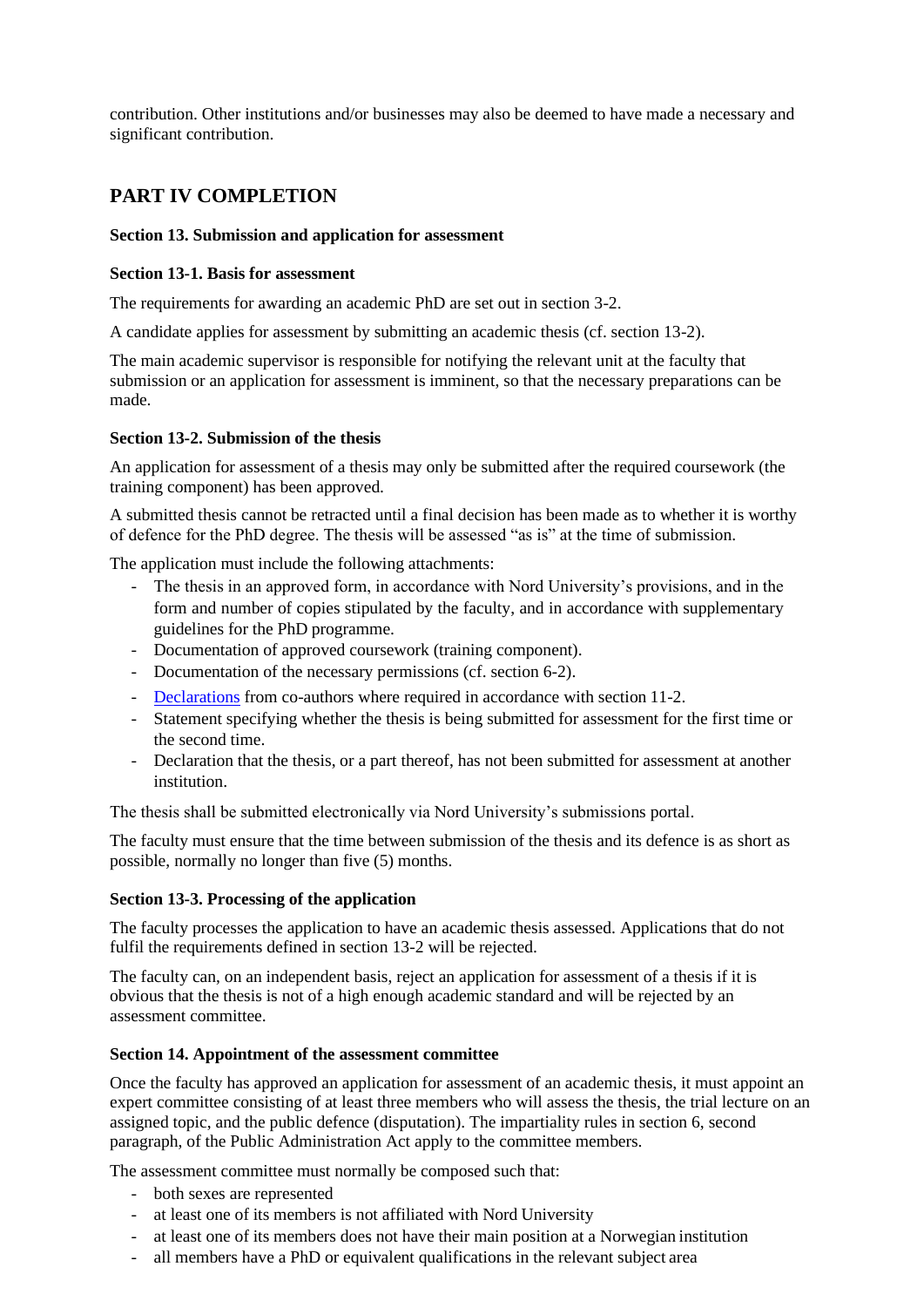contribution. Other institutions and/or businesses may also be deemed to have made a necessary and significant contribution.

## PART IV COMPLETION

### Section 13. Submission and application for assessment

#### Section 13-1. Basis for assessment

The requirements for awarding an academic PhD are set out in section 3-2.

A candidate applies for assessment by submitting an academic thesis (cf. section 13-2).

The main academic supervisor is responsible for notifying the relevant unit at the faculty that submission or an application for assessment is imminent, so that the necessary preparations can be made.

#### Section 13-2. Submission of the thesis

An application for assessment of a thesis may only be submitted after the required coursework (the training component) has been approved.

A submitted thesis cannot be retracted until a final decision has been made as to whether it is worthy of defence for the PhD degree. The thesis will be assessed "as is" at the time of submission.

The application must include the following attachments:

- The thesis in an approved form, in accordance with Nord University's provisions, and in the form and number of copies stipulated by the faculty, and in accordance with supplementary guidelines for the PhD programme.
- Documentation of approved coursework (training component).
- Documentation of the necessary permissions (cf. section 6-2).
- Declarations from co-authors where required in accordance with section 11-2.
- Statement specifying whether the thesis is being submitted for assessment for the first time or the second time.
- Declaration that the thesis, or a part thereof, has not been submitted for assessment at another institution.

The thesis shall be submitted electronically via Nord University's submissions portal.

The faculty must ensure that the time between submission of the thesis and its defence is as short as possible, normally no longer than five (5) months.

#### Section 13-3. Processing of the application

The faculty processes the application to have an academic thesis assessed. Applications that do not fulfil the requirements defined in section 13-2 will be rejected.

The faculty can, on an independent basis, reject an application for assessment of a thesis if it is obvious that the thesis is not of a high enough academic standard and will be rejected by an assessment committee.

### Section 14. Appointment of the assessment committee

Once the faculty has approved an application for assessment of an academic thesis, it must appoint an expert committee consisting of at least three members who will assess the thesis, the trial lecture on an assigned topic, and the public defence (disputation). The impartiality rules in section 6, second paragraph, of the Public Administration Act apply to the committee members.

The assessment committee must normally be composed such that:

- both sexes are represented
- at least one of its members is not affiliated with Nord University
- at least one of its members does not have their main position at a Norwegian institution
- all members have a PhD or equivalent qualifications in the relevant subject area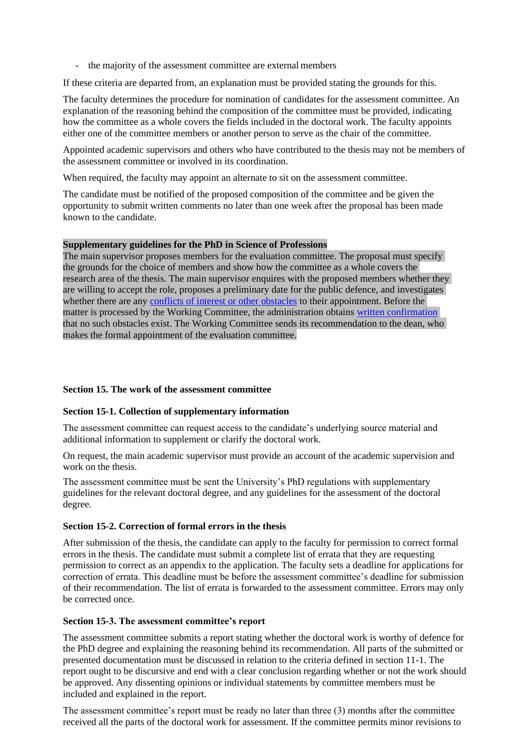- the majority of the assessment committee are external members

If these criteria are departed from, an explanation must be provided stating the grounds for this.

The faculty determines the procedure for nomination of candidates for the assessment committee. An explanation of the reasoning behind the composition of the committee must be provided, indicating how the committee as a whole covers the fields included in the doctoral work. The faculty appoints either one of the committee members or another person to serve as the chair of the committee.

Appointed academic supervisors and others who have contributed to the thesis may not be members of the assessment committee or involved in its coordination.

When required, the faculty may appoint an alternate to sit on the assessment committee.

The candidate must be notified of the proposed composition of the committee and be given the opportunity to submit written comments no later than one week after the proposal has been made known to the candidate.

**Supplementary guidelines for the PhD in Science of Professions**
The main supervisor proposes members for the evaluation committee. The proposal must specify the grounds for the choice of members and show how the committee as a whole covers the research area of the thesis. The main supervisor enquires with the proposed members whether they are willing to accept the role, proposes a preliminary date for the public defence, and investigates whether there are any conflicts of interest or other obstacles to their appointment. Before the matter is processed by the Working Committee, the administration obtains written confirmation that no such obstacles exist. The Working Committee sends its recommendation to the dean, who makes the formal appointment of the evaluation committee.

### Section 15. The work of the assessment committee

#### Section 15-1. Collection of supplementary information

The assessment committee can request access to the candidate's underlying source material and additional information to supplement or clarify the doctoral work.

On request, the main academic supervisor must provide an account of the academic supervision and work on the thesis.

The assessment committee must be sent the University's PhD regulations with supplementary guidelines for the relevant doctoral degree, and any guidelines for the assessment of the doctoral degree.

#### Section 15-2. Correction of formal errors in the thesis

After submission of the thesis, the candidate can apply to the faculty for permission to correct formal errors in the thesis. The candidate must submit a complete list of errata that they are requesting permission to correct as an appendix to the application. The faculty sets a deadline for applications for correction of errata. This deadline must be before the assessment committee's deadline for submission of their recommendation. The list of errata is forwarded to the assessment committee. Errors may only be corrected once.

#### Section 15-3. The assessment committee's report

The assessment committee submits a report stating whether the doctoral work is worthy of defence for the PhD degree and explaining the reasoning behind its recommendation. All parts of the submitted or presented documentation must be discussed in relation to the criteria defined in section 11-1. The report ought to be discursive and end with a clear conclusion regarding whether or not the work should be approved. Any dissenting opinions or individual statements by committee members must be included and explained in the report.

The assessment committee's report must be ready no later than three (3) months after the committee received all the parts of the doctoral work for assessment. If the committee permits minor revisions to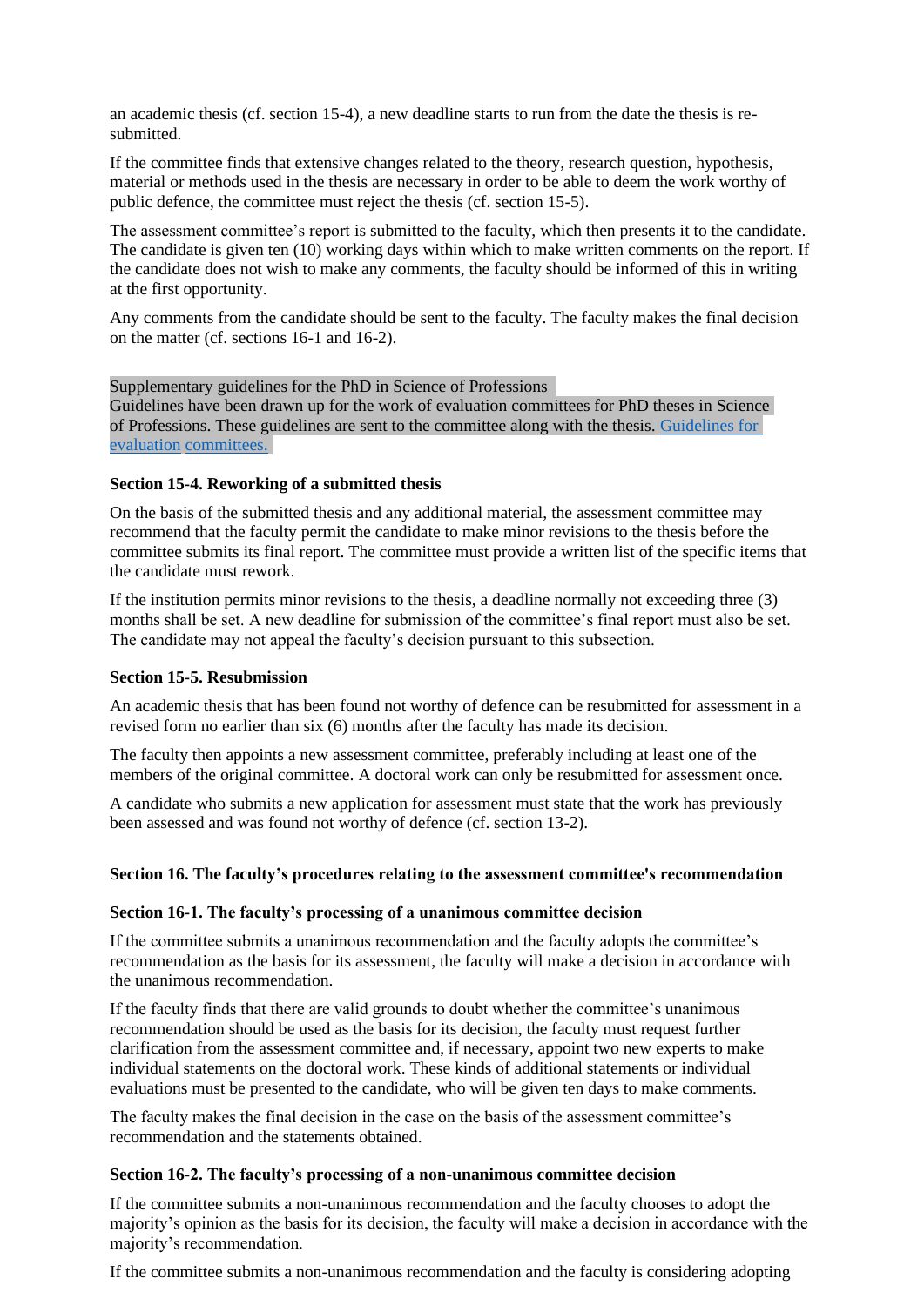an academic thesis (cf. section 15-4), a new deadline starts to run from the date the thesis is re-submitted.

If the committee finds that extensive changes related to the theory, research question, hypothesis, material or methods used in the thesis are necessary in order to be able to deem the work worthy of public defence, the committee must reject the thesis (cf. section 15-5).

The assessment committee's report is submitted to the faculty, which then presents it to the candidate. The candidate is given ten (10) working days within which to make written comments on the report. If the candidate does not wish to make any comments, the faculty should be informed of this in writing at the first opportunity.

Any comments from the candidate should be sent to the faculty. The faculty makes the final decision on the matter (cf. sections 16-1 and 16-2).

Supplementary guidelines for the PhD in Science of Professions
Guidelines have been drawn up for the work of evaluation committees for PhD theses in Science of Professions. These guidelines are sent to the committee along with the thesis. [Guidelines for evaluation committees.]

### Section 15-4. Reworking of a submitted thesis

On the basis of the submitted thesis and any additional material, the assessment committee may recommend that the faculty permit the candidate to make minor revisions to the thesis before the committee submits its final report. The committee must provide a written list of the specific items that the candidate must rework.

If the institution permits minor revisions to the thesis, a deadline normally not exceeding three (3) months shall be set. A new deadline for submission of the committee's final report must also be set. The candidate may not appeal the faculty's decision pursuant to this subsection.

### Section 15-5. Resubmission

An academic thesis that has been found not worthy of defence can be resubmitted for assessment in a revised form no earlier than six (6) months after the faculty has made its decision.

The faculty then appoints a new assessment committee, preferably including at least one of the members of the original committee. A doctoral work can only be resubmitted for assessment once.

A candidate who submits a new application for assessment must state that the work has previously been assessed and was found not worthy of defence (cf. section 13-2).

## Section 16. The faculty's procedures relating to the assessment committee's recommendation

### Section 16-1. The faculty's processing of a unanimous committee decision

If the committee submits a unanimous recommendation and the faculty adopts the committee's recommendation as the basis for its assessment, the faculty will make a decision in accordance with the unanimous recommendation.

If the faculty finds that there are valid grounds to doubt whether the committee's unanimous recommendation should be used as the basis for its decision, the faculty must request further clarification from the assessment committee and, if necessary, appoint two new experts to make individual statements on the doctoral work. These kinds of additional statements or individual evaluations must be presented to the candidate, who will be given ten days to make comments.

The faculty makes the final decision in the case on the basis of the assessment committee's recommendation and the statements obtained.

### Section 16-2. The faculty's processing of a non-unanimous committee decision

If the committee submits a non-unanimous recommendation and the faculty chooses to adopt the majority's opinion as the basis for its decision, the faculty will make a decision in accordance with the majority's recommendation.

If the committee submits a non-unanimous recommendation and the faculty is considering adopting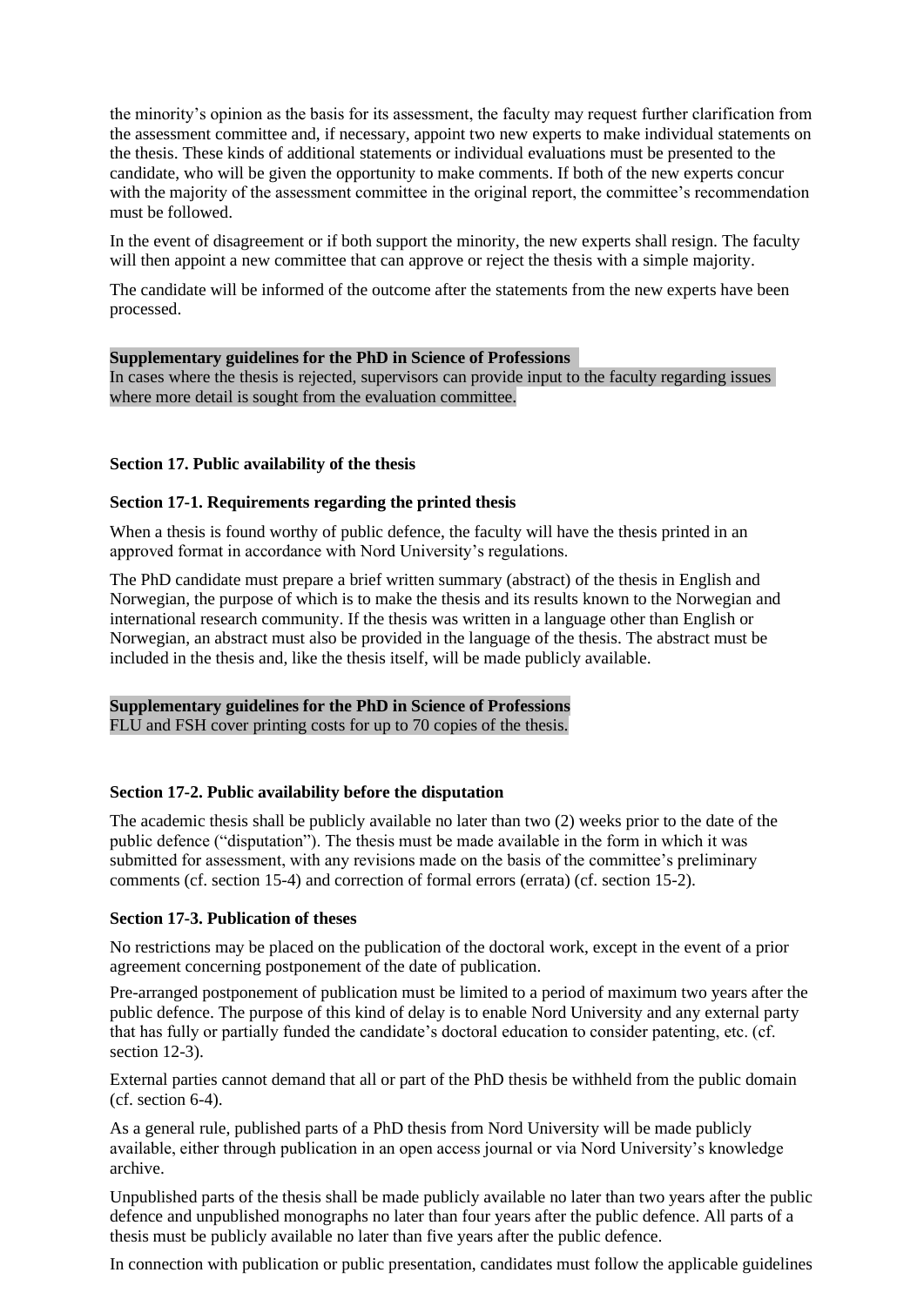the minority's opinion as the basis for its assessment, the faculty may request further clarification from the assessment committee and, if necessary, appoint two new experts to make individual statements on the thesis. These kinds of additional statements or individual evaluations must be presented to the candidate, who will be given the opportunity to make comments. If both of the new experts concur with the majority of the assessment committee in the original report, the committee's recommendation must be followed.

In the event of disagreement or if both support the minority, the new experts shall resign. The faculty will then appoint a new committee that can approve or reject the thesis with a simple majority.

The candidate will be informed of the outcome after the statements from the new experts have been processed.

**Supplementary guidelines for the PhD in Science of Professions**
In cases where the thesis is rejected, supervisors can provide input to the faculty regarding issues where more detail is sought from the evaluation committee.

### Section 17. Public availability of the thesis

#### Section 17-1. Requirements regarding the printed thesis

When a thesis is found worthy of public defence, the faculty will have the thesis printed in an approved format in accordance with Nord University's regulations.

The PhD candidate must prepare a brief written summary (abstract) of the thesis in English and Norwegian, the purpose of which is to make the thesis and its results known to the Norwegian and international research community. If the thesis was written in a language other than English or Norwegian, an abstract must also be provided in the language of the thesis. The abstract must be included in the thesis and, like the thesis itself, will be made publicly available.

**Supplementary guidelines for the PhD in Science of Professions**
FLU and FSH cover printing costs for up to 70 copies of the thesis.

#### Section 17-2. Public availability before the disputation

The academic thesis shall be publicly available no later than two (2) weeks prior to the date of the public defence ("disputation"). The thesis must be made available in the form in which it was submitted for assessment, with any revisions made on the basis of the committee's preliminary comments (cf. section 15-4) and correction of formal errors (errata) (cf. section 15-2).

#### Section 17-3. Publication of theses

No restrictions may be placed on the publication of the doctoral work, except in the event of a prior agreement concerning postponement of the date of publication.

Pre-arranged postponement of publication must be limited to a period of maximum two years after the public defence. The purpose of this kind of delay is to enable Nord University and any external party that has fully or partially funded the candidate's doctoral education to consider patenting, etc. (cf. section 12-3).

External parties cannot demand that all or part of the PhD thesis be withheld from the public domain (cf. section 6-4).

As a general rule, published parts of a PhD thesis from Nord University will be made publicly available, either through publication in an open access journal or via Nord University's knowledge archive.

Unpublished parts of the thesis shall be made publicly available no later than two years after the public defence and unpublished monographs no later than four years after the public defence. All parts of a thesis must be publicly available no later than five years after the public defence.

In connection with publication or public presentation, candidates must follow the applicable guidelines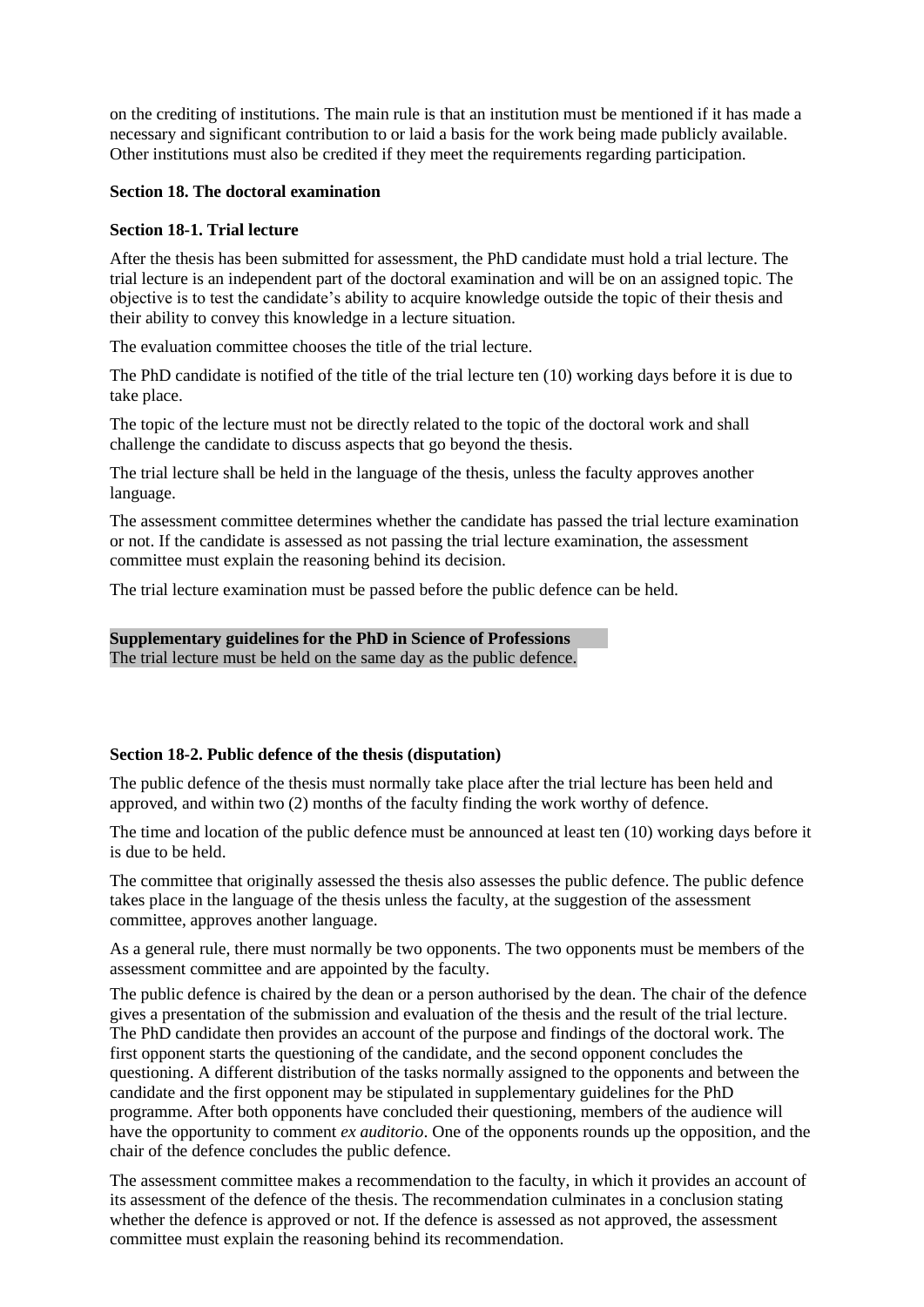on the crediting of institutions. The main rule is that an institution must be mentioned if it has made a necessary and significant contribution to or laid a basis for the work being made publicly available. Other institutions must also be credited if they meet the requirements regarding participation.

### Section 18. The doctoral examination

#### Section 18-1. Trial lecture

After the thesis has been submitted for assessment, the PhD candidate must hold a trial lecture. The trial lecture is an independent part of the doctoral examination and will be on an assigned topic. The objective is to test the candidate's ability to acquire knowledge outside the topic of their thesis and their ability to convey this knowledge in a lecture situation.

The evaluation committee chooses the title of the trial lecture.

The PhD candidate is notified of the title of the trial lecture ten (10) working days before it is due to take place.

The topic of the lecture must not be directly related to the topic of the doctoral work and shall challenge the candidate to discuss aspects that go beyond the thesis.

The trial lecture shall be held in the language of the thesis, unless the faculty approves another language.

The assessment committee determines whether the candidate has passed the trial lecture examination or not. If the candidate is assessed as not passing the trial lecture examination, the assessment committee must explain the reasoning behind its decision.

The trial lecture examination must be passed before the public defence can be held.

**Supplementary guidelines for the PhD in Science of Professions**
The trial lecture must be held on the same day as the public defence.

#### Section 18-2. Public defence of the thesis (disputation)

The public defence of the thesis must normally take place after the trial lecture has been held and approved, and within two (2) months of the faculty finding the work worthy of defence.

The time and location of the public defence must be announced at least ten (10) working days before it is due to be held.

The committee that originally assessed the thesis also assesses the public defence. The public defence takes place in the language of the thesis unless the faculty, at the suggestion of the assessment committee, approves another language.

As a general rule, there must normally be two opponents. The two opponents must be members of the assessment committee and are appointed by the faculty.

The public defence is chaired by the dean or a person authorised by the dean. The chair of the defence gives a presentation of the submission and evaluation of the thesis and the result of the trial lecture. The PhD candidate then provides an account of the purpose and findings of the doctoral work. The first opponent starts the questioning of the candidate, and the second opponent concludes the questioning. A different distribution of the tasks normally assigned to the opponents and between the candidate and the first opponent may be stipulated in supplementary guidelines for the PhD programme. After both opponents have concluded their questioning, members of the audience will have the opportunity to comment *ex auditorio*. One of the opponents rounds up the opposition, and the chair of the defence concludes the public defence.

The assessment committee makes a recommendation to the faculty, in which it provides an account of its assessment of the defence of the thesis. The recommendation culminates in a conclusion stating whether the defence is approved or not. If the defence is assessed as not approved, the assessment committee must explain the reasoning behind its recommendation.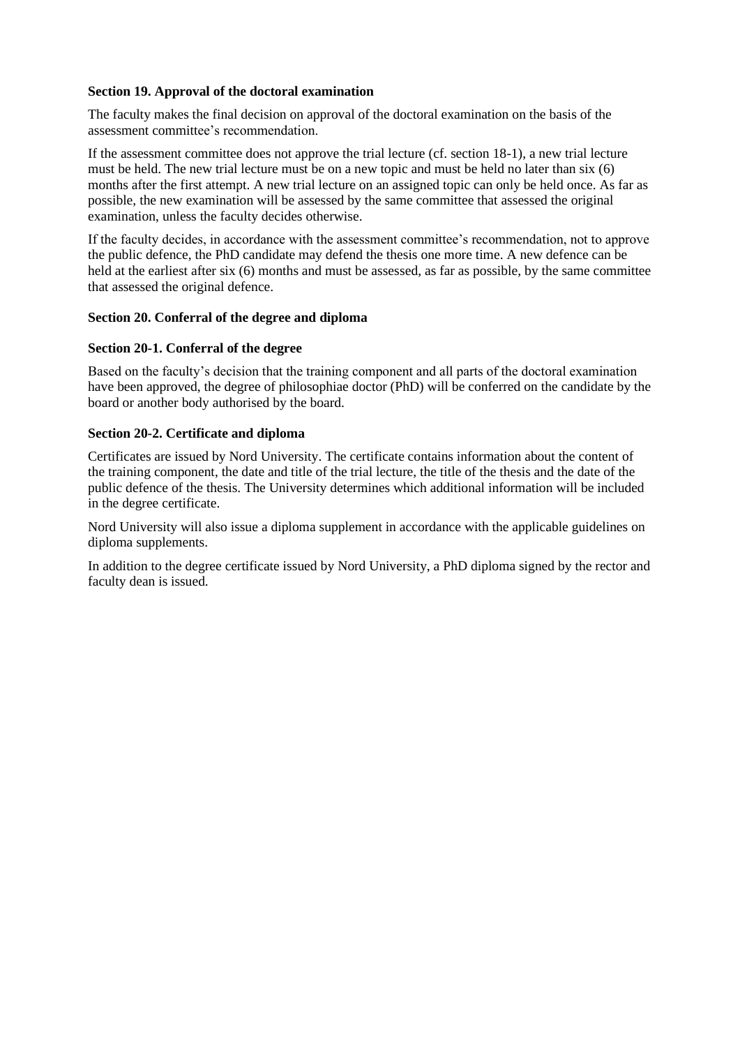### Section 19. Approval of the doctoral examination

The faculty makes the final decision on approval of the doctoral examination on the basis of the assessment committee's recommendation.

If the assessment committee does not approve the trial lecture (cf. section 18-1), a new trial lecture must be held. The new trial lecture must be on a new topic and must be held no later than six (6) months after the first attempt. A new trial lecture on an assigned topic can only be held once. As far as possible, the new examination will be assessed by the same committee that assessed the original examination, unless the faculty decides otherwise.

If the faculty decides, in accordance with the assessment committee's recommendation, not to approve the public defence, the PhD candidate may defend the thesis one more time. A new defence can be held at the earliest after six (6) months and must be assessed, as far as possible, by the same committee that assessed the original defence.

### Section 20. Conferral of the degree and diploma

#### Section 20-1. Conferral of the degree

Based on the faculty's decision that the training component and all parts of the doctoral examination have been approved, the degree of philosophiae doctor (PhD) will be conferred on the candidate by the board or another body authorised by the board.

#### Section 20-2. Certificate and diploma

Certificates are issued by Nord University. The certificate contains information about the content of the training component, the date and title of the trial lecture, the title of the thesis and the date of the public defence of the thesis. The University determines which additional information will be included in the degree certificate.

Nord University will also issue a diploma supplement in accordance with the applicable guidelines on diploma supplements.

In addition to the degree certificate issued by Nord University, a PhD diploma signed by the rector and faculty dean is issued.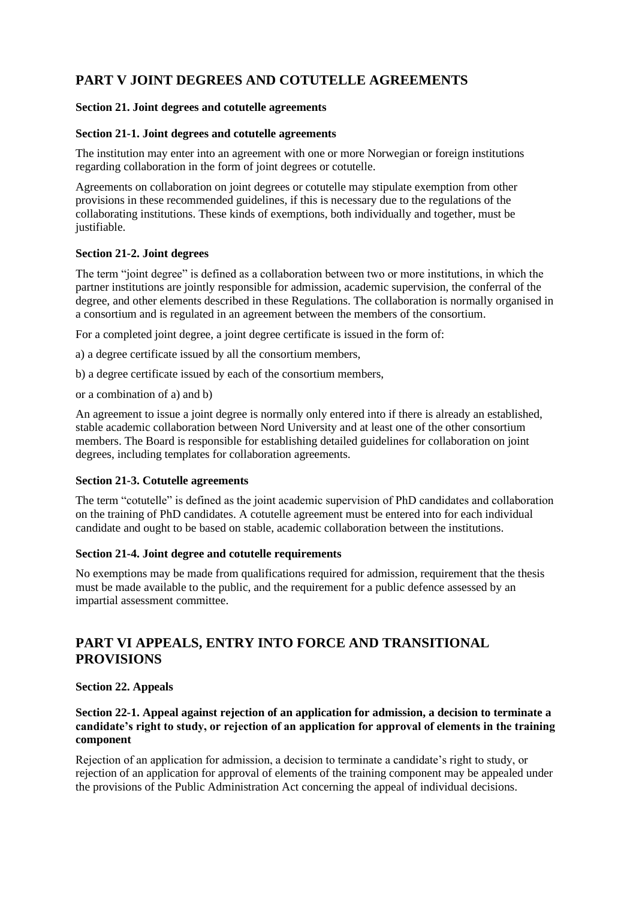## PART V JOINT DEGREES AND COTUTELLE AGREEMENTS

**Section 21. Joint degrees and cotutelle agreements**

**Section 21-1. Joint degrees and cotutelle agreements**

The institution may enter into an agreement with one or more Norwegian or foreign institutions regarding collaboration in the form of joint degrees or cotutelle.

Agreements on collaboration on joint degrees or cotutelle may stipulate exemption from other provisions in these recommended guidelines, if this is necessary due to the regulations of the collaborating institutions. These kinds of exemptions, both individually and together, must be justifiable.

**Section 21-2. Joint degrees**

The term "joint degree" is defined as a collaboration between two or more institutions, in which the partner institutions are jointly responsible for admission, academic supervision, the conferral of the degree, and other elements described in these Regulations. The collaboration is normally organised in a consortium and is regulated in an agreement between the members of the consortium.

For a completed joint degree, a joint degree certificate is issued in the form of:

a) a degree certificate issued by all the consortium members,

b) a degree certificate issued by each of the consortium members,

or a combination of a) and b)

An agreement to issue a joint degree is normally only entered into if there is already an established, stable academic collaboration between Nord University and at least one of the other consortium members. The Board is responsible for establishing detailed guidelines for collaboration on joint degrees, including templates for collaboration agreements.

**Section 21-3. Cotutelle agreements**

The term "cotutelle" is defined as the joint academic supervision of PhD candidates and collaboration on the training of PhD candidates. A cotutelle agreement must be entered into for each individual candidate and ought to be based on stable, academic collaboration between the institutions.

**Section 21-4. Joint degree and cotutelle requirements**

No exemptions may be made from qualifications required for admission, requirement that the thesis must be made available to the public, and the requirement for a public defence assessed by an impartial assessment committee.

## PART VI APPEALS, ENTRY INTO FORCE AND TRANSITIONAL PROVISIONS

**Section 22. Appeals**

**Section 22-1. Appeal against rejection of an application for admission, a decision to terminate a candidate's right to study, or rejection of an application for approval of elements in the training component**

Rejection of an application for admission, a decision to terminate a candidate's right to study, or rejection of an application for approval of elements of the training component may be appealed under the provisions of the Public Administration Act concerning the appeal of individual decisions.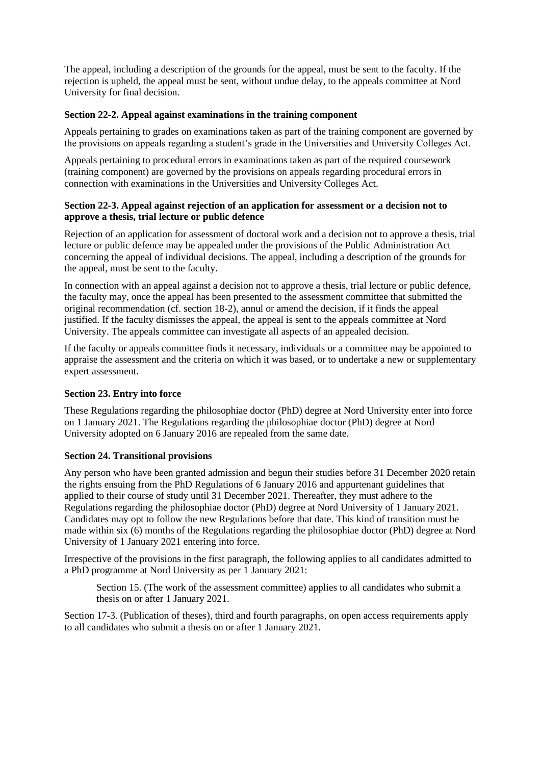The appeal, including a description of the grounds for the appeal, must be sent to the faculty. If the rejection is upheld, the appeal must be sent, without undue delay, to the appeals committee at Nord University for final decision.

### Section 22-2. Appeal against examinations in the training component

Appeals pertaining to grades on examinations taken as part of the training component are governed by the provisions on appeals regarding a student's grade in the Universities and University Colleges Act.

Appeals pertaining to procedural errors in examinations taken as part of the required coursework (training component) are governed by the provisions on appeals regarding procedural errors in connection with examinations in the Universities and University Colleges Act.

### Section 22-3. Appeal against rejection of an application for assessment or a decision not to approve a thesis, trial lecture or public defence

Rejection of an application for assessment of doctoral work and a decision not to approve a thesis, trial lecture or public defence may be appealed under the provisions of the Public Administration Act concerning the appeal of individual decisions. The appeal, including a description of the grounds for the appeal, must be sent to the faculty.

In connection with an appeal against a decision not to approve a thesis, trial lecture or public defence, the faculty may, once the appeal has been presented to the assessment committee that submitted the original recommendation (cf. section 18-2), annul or amend the decision, if it finds the appeal justified. If the faculty dismisses the appeal, the appeal is sent to the appeals committee at Nord University. The appeals committee can investigate all aspects of an appealed decision.

If the faculty or appeals committee finds it necessary, individuals or a committee may be appointed to appraise the assessment and the criteria on which it was based, or to undertake a new or supplementary expert assessment.

### Section 23. Entry into force

These Regulations regarding the philosophiae doctor (PhD) degree at Nord University enter into force on 1 January 2021. The Regulations regarding the philosophiae doctor (PhD) degree at Nord University adopted on 6 January 2016 are repealed from the same date.

### Section 24. Transitional provisions

Any person who have been granted admission and begun their studies before 31 December 2020 retain the rights ensuing from the PhD Regulations of 6 January 2016 and appurtenant guidelines that applied to their course of study until 31 December 2021. Thereafter, they must adhere to the Regulations regarding the philosophiae doctor (PhD) degree at Nord University of 1 January 2021. Candidates may opt to follow the new Regulations before that date. This kind of transition must be made within six (6) months of the Regulations regarding the philosophiae doctor (PhD) degree at Nord University of 1 January 2021 entering into force.

Irrespective of the provisions in the first paragraph, the following applies to all candidates admitted to a PhD programme at Nord University as per 1 January 2021:

> Section 15. (The work of the assessment committee) applies to all candidates who submit a thesis on or after 1 January 2021.

Section 17-3. (Publication of theses), third and fourth paragraphs, on open access requirements apply to all candidates who submit a thesis on or after 1 January 2021.